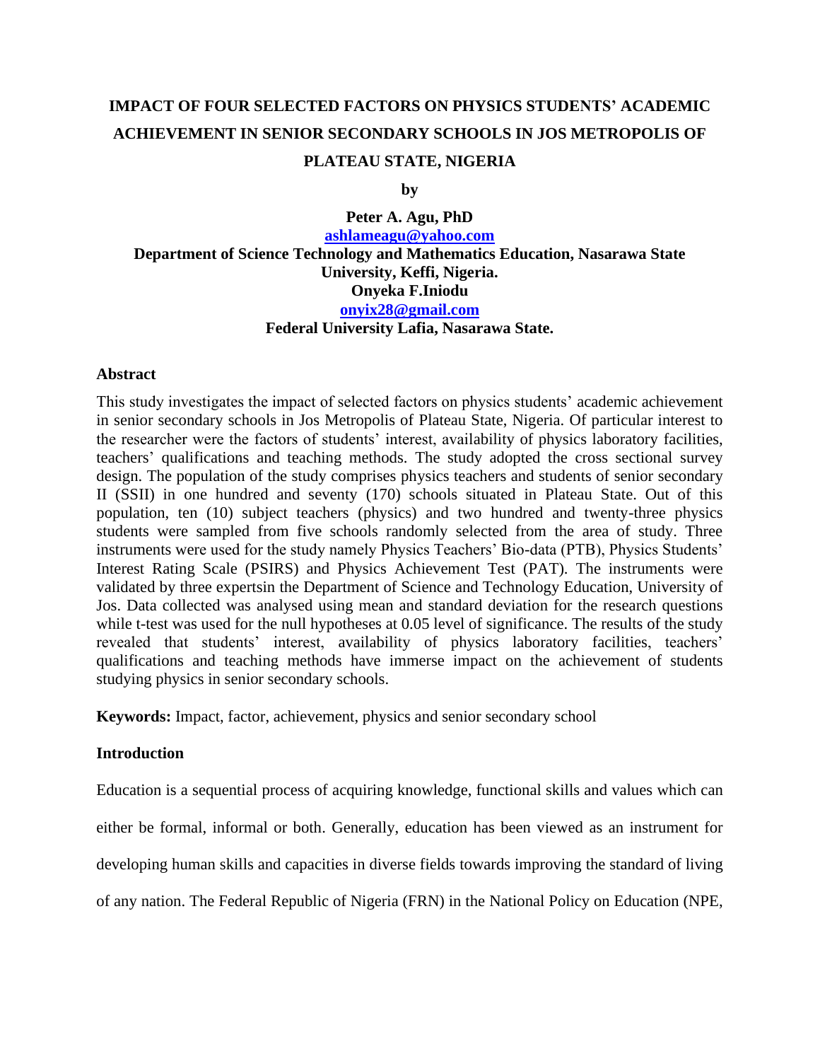# IMPACT OF FOUR SELECTED FACTORS ON PHYSICS STUDENTS' ACADEMIC ACHIEVEMENT IN SENIOR SECONDARY SCHOOLS IN JOS METROPOLIS OF PLATEAU STATE, NIGERIA

**by**

**Peter A. Agu, PhD**
ashlameagu@yahoo.com
**Department of Science Technology and Mathematics Education, Nasarawa State University, Keffi, Nigeria.**

**Onyeka F.Iniodu**
onyix28@gmail.com
**Federal University Lafia, Nasarawa State.**

## Abstract

This study investigates the impact of selected factors on physics students' academic achievement in senior secondary schools in Jos Metropolis of Plateau State, Nigeria. Of particular interest to the researcher were the factors of students' interest, availability of physics laboratory facilities, teachers' qualifications and teaching methods. The study adopted the cross sectional survey design. The population of the study comprises physics teachers and students of senior secondary II (SSII) in one hundred and seventy (170) schools situated in Plateau State. Out of this population, ten (10) subject teachers (physics) and two hundred and twenty-three physics students were sampled from five schools randomly selected from the area of study. Three instruments were used for the study namely Physics Teachers' Bio-data (PTB), Physics Students' Interest Rating Scale (PSIRS) and Physics Achievement Test (PAT). The instruments were validated by three expertsin the Department of Science and Technology Education, University of Jos. Data collected was analysed using mean and standard deviation for the research questions while t-test was used for the null hypotheses at 0.05 level of significance. The results of the study revealed that students' interest, availability of physics laboratory facilities, teachers' qualifications and teaching methods have immerse impact on the achievement of students studying physics in senior secondary schools.

**Keywords:** Impact, factor, achievement, physics and senior secondary school

## Introduction

Education is a sequential process of acquiring knowledge, functional skills and values which can either be formal, informal or both. Generally, education has been viewed as an instrument for developing human skills and capacities in diverse fields towards improving the standard of living of any nation. The Federal Republic of Nigeria (FRN) in the National Policy on Education (NPE,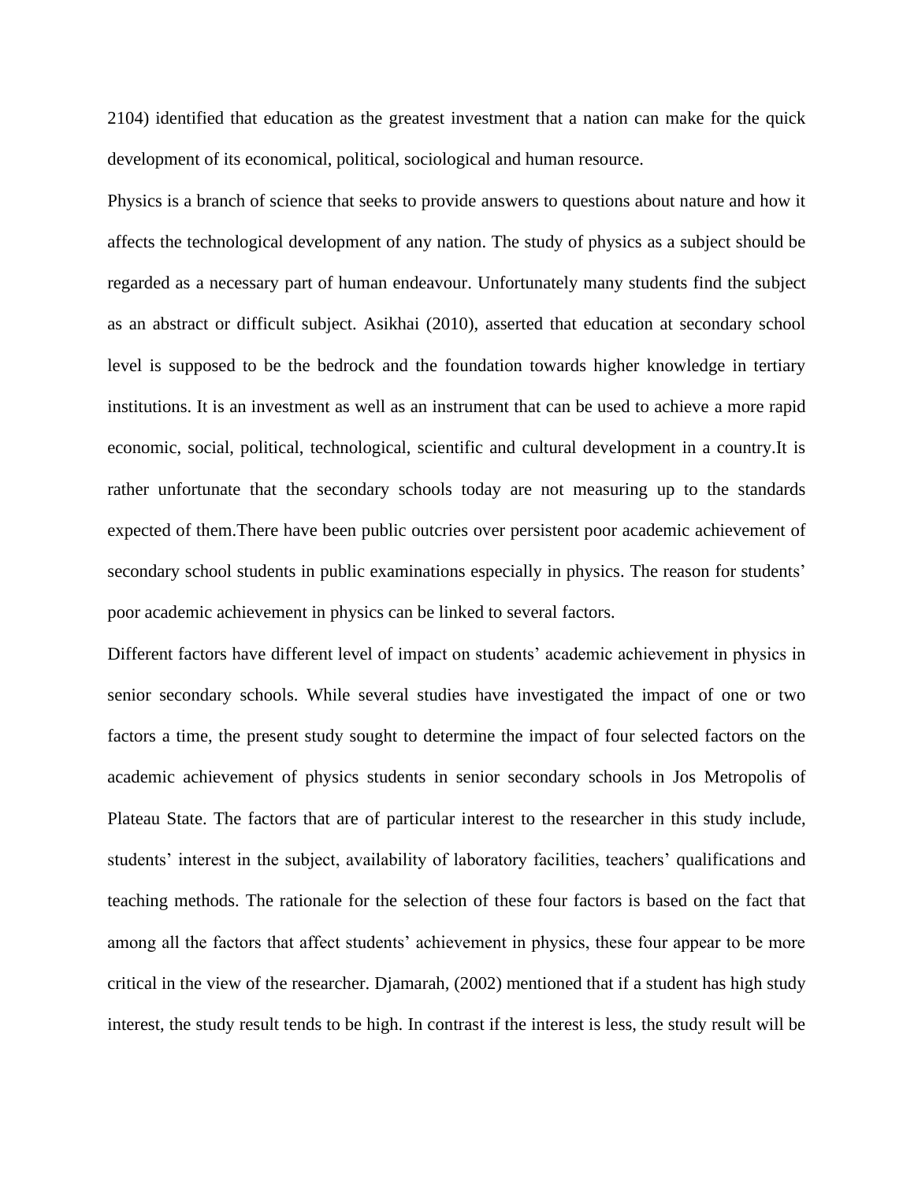2104) identified that education as the greatest investment that a nation can make for the quick development of its economical, political, sociological and human resource.

Physics is a branch of science that seeks to provide answers to questions about nature and how it affects the technological development of any nation. The study of physics as a subject should be regarded as a necessary part of human endeavour. Unfortunately many students find the subject as an abstract or difficult subject. Asikhai (2010), asserted that education at secondary school level is supposed to be the bedrock and the foundation towards higher knowledge in tertiary institutions. It is an investment as well as an instrument that can be used to achieve a more rapid economic, social, political, technological, scientific and cultural development in a country.It is rather unfortunate that the secondary schools today are not measuring up to the standards expected of them.There have been public outcries over persistent poor academic achievement of secondary school students in public examinations especially in physics. The reason for students' poor academic achievement in physics can be linked to several factors.

Different factors have different level of impact on students' academic achievement in physics in senior secondary schools. While several studies have investigated the impact of one or two factors a time, the present study sought to determine the impact of four selected factors on the academic achievement of physics students in senior secondary schools in Jos Metropolis of Plateau State. The factors that are of particular interest to the researcher in this study include, students' interest in the subject, availability of laboratory facilities, teachers' qualifications and teaching methods. The rationale for the selection of these four factors is based on the fact that among all the factors that affect students' achievement in physics, these four appear to be more critical in the view of the researcher. Djamarah, (2002) mentioned that if a student has high study interest, the study result tends to be high. In contrast if the interest is less, the study result will be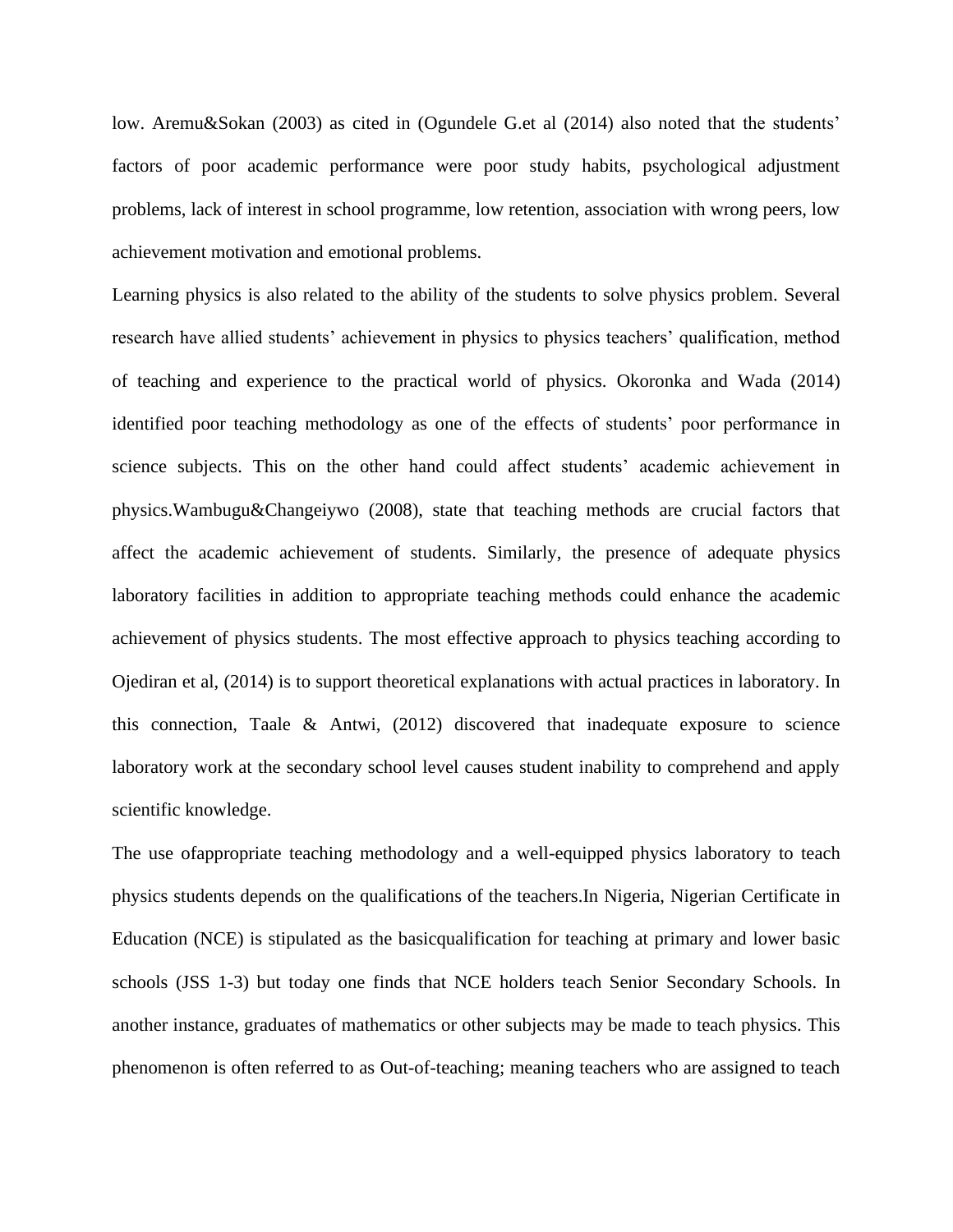low. Aremu&Sokan (2003) as cited in (Ogundele G.et al (2014) also noted that the students' factors of poor academic performance were poor study habits, psychological adjustment problems, lack of interest in school programme, low retention, association with wrong peers, low achievement motivation and emotional problems.

Learning physics is also related to the ability of the students to solve physics problem. Several research have allied students' achievement in physics to physics teachers' qualification, method of teaching and experience to the practical world of physics. Okoronka and Wada (2014) identified poor teaching methodology as one of the effects of students' poor performance in science subjects. This on the other hand could affect students' academic achievement in physics.Wambugu&Changeiywo (2008), state that teaching methods are crucial factors that affect the academic achievement of students. Similarly, the presence of adequate physics laboratory facilities in addition to appropriate teaching methods could enhance the academic achievement of physics students. The most effective approach to physics teaching according to Ojediran et al, (2014) is to support theoretical explanations with actual practices in laboratory. In this connection, Taale & Antwi, (2012) discovered that inadequate exposure to science laboratory work at the secondary school level causes student inability to comprehend and apply scientific knowledge.

The use ofappropriate teaching methodology and a well-equipped physics laboratory to teach physics students depends on the qualifications of the teachers.In Nigeria, Nigerian Certificate in Education (NCE) is stipulated as the basicqualification for teaching at primary and lower basic schools (JSS 1-3) but today one finds that NCE holders teach Senior Secondary Schools. In another instance, graduates of mathematics or other subjects may be made to teach physics. This phenomenon is often referred to as Out-of-teaching; meaning teachers who are assigned to teach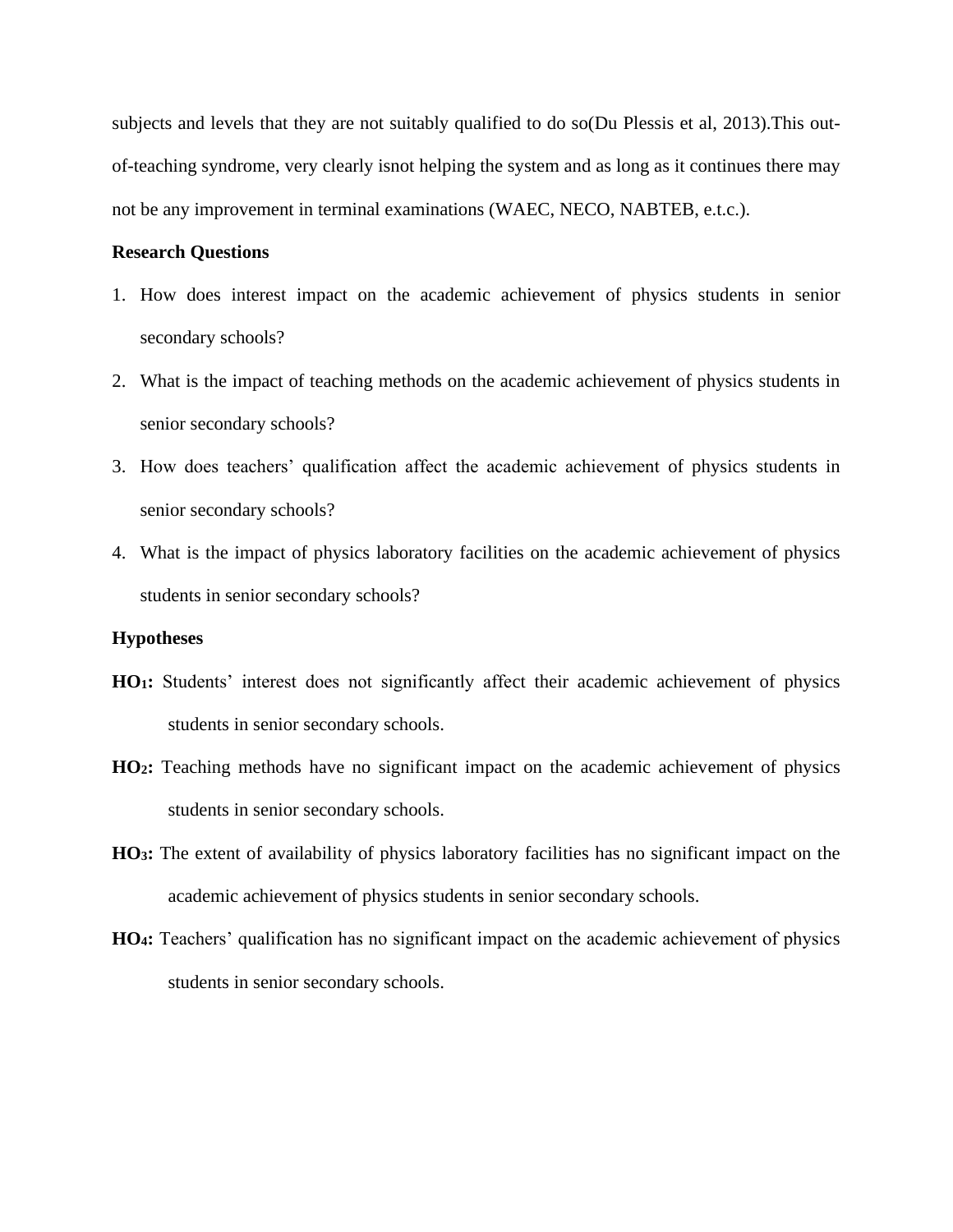subjects and levels that they are not suitably qualified to do so(Du Plessis et al, 2013).This out-of-teaching syndrome, very clearly isnot helping the system and as long as it continues there may not be any improvement in terminal examinations (WAEC, NECO, NABTEB, e.t.c.).

**Research Questions**

1. How does interest impact on the academic achievement of physics students in senior secondary schools?
2. What is the impact of teaching methods on the academic achievement of physics students in senior secondary schools?
3. How does teachers' qualification affect the academic achievement of physics students in senior secondary schools?
4. What is the impact of physics laboratory facilities on the academic achievement of physics students in senior secondary schools?

**Hypotheses**

**$HO_1$:** Students' interest does not significantly affect their academic achievement of physics students in senior secondary schools.

**$HO_2$:** Teaching methods have no significant impact on the academic achievement of physics students in senior secondary schools.

**$HO_3$:** The extent of availability of physics laboratory facilities has no significant impact on the academic achievement of physics students in senior secondary schools.

**$HO_4$:** Teachers' qualification has no significant impact on the academic achievement of physics students in senior secondary schools.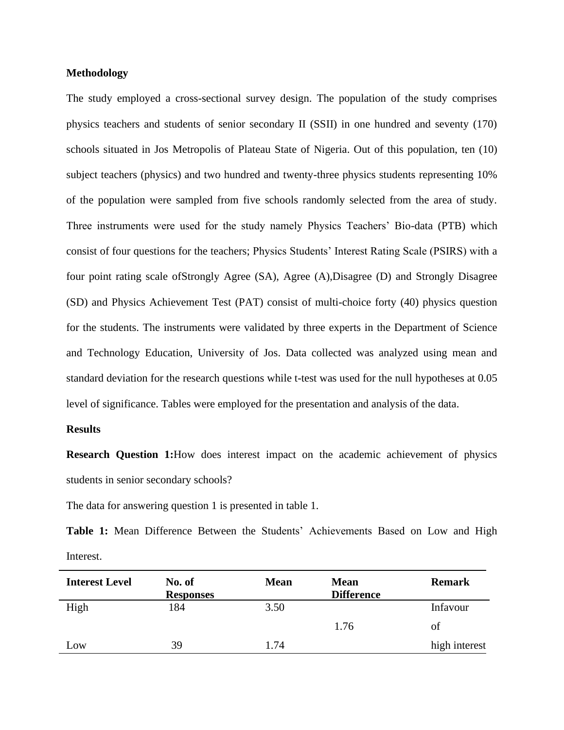**Methodology**

The study employed a cross-sectional survey design. The population of the study comprises physics teachers and students of senior secondary II (SSII) in one hundred and seventy (170) schools situated in Jos Metropolis of Plateau State of Nigeria. Out of this population, ten (10) subject teachers (physics) and two hundred and twenty-three physics students representing 10% of the population were sampled from five schools randomly selected from the area of study. Three instruments were used for the study namely Physics Teachers' Bio-data (PTB) which consist of four questions for the teachers; Physics Students' Interest Rating Scale (PSIRS) with a four point rating scale ofStrongly Agree (SA), Agree (A),Disagree (D) and Strongly Disagree (SD) and Physics Achievement Test (PAT) consist of multi-choice forty (40) physics question for the students. The instruments were validated by three experts in the Department of Science and Technology Education, University of Jos. Data collected was analyzed using mean and standard deviation for the research questions while t-test was used for the null hypotheses at 0.05 level of significance. Tables were employed for the presentation and analysis of the data.

**Results**

**Research Question 1:**How does interest impact on the academic achievement of physics students in senior secondary schools?

The data for answering question 1 is presented in table 1.

**Table 1:** Mean Difference Between the Students' Achievements Based on Low and High Interest.

| Interest Level | No. of Responses | Mean | Mean Difference | Remark |
|---|---|---|---|---|
| High | 184 | 3.50 | 1.76 | Infavour of high interest |
| Low | 39 | 1.74 | | |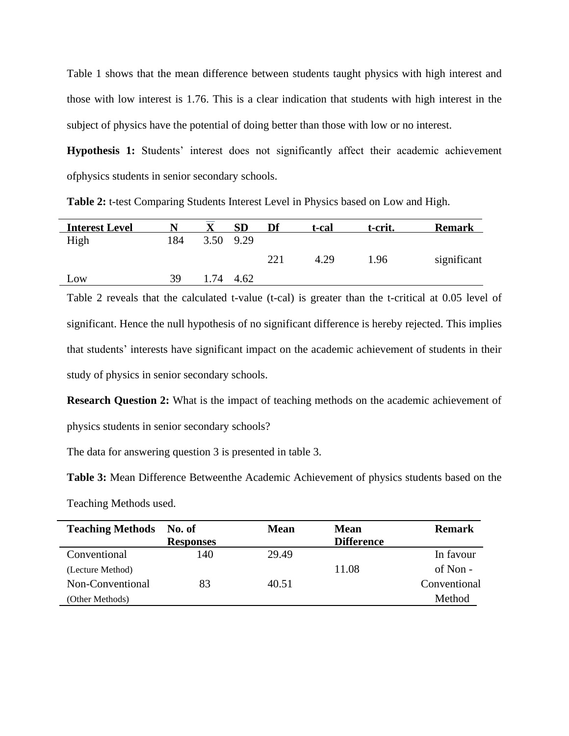Table 1 shows that the mean difference between students taught physics with high interest and those with low interest is 1.76. This is a clear indication that students with high interest in the subject of physics have the potential of doing better than those with low or no interest.

**Hypothesis 1:** Students' interest does not significantly affect their academic achievement ofphysics students in senior secondary schools.

**Table 2:** t-test Comparing Students Interest Level in Physics based on Low and High.

| Interest Level | N | $\bar{X}$ | SD | Df | t-cal | t-crit. | Remark |
|---|---|---|---|---|---|---|---|
| High | 184 | 3.50 | 9.29 | 221 | 4.29 | 1.96 | significant |
| Low | 39 | 1.74 | 4.62 | | | | |

Table 2 reveals that the calculated t-value (t-cal) is greater than the t-critical at 0.05 level of significant. Hence the null hypothesis of no significant difference is hereby rejected. This implies that students' interests have significant impact on the academic achievement of students in their study of physics in senior secondary schools.

**Research Question 2:** What is the impact of teaching methods on the academic achievement of physics students in senior secondary schools?

The data for answering question 3 is presented in table 3.

**Table 3:** Mean Difference Betweenthe Academic Achievement of physics students based on the Teaching Methods used.

| Teaching Methods | No. of Responses | Mean | Mean Difference | Remark |
|---|---|---|---|---|
| Conventional (Lecture Method) | 140 | 29.49 | 11.08 | In favour of Non - Conventional Method |
| Non-Conventional (Other Methods) | 83 | 40.51 | | |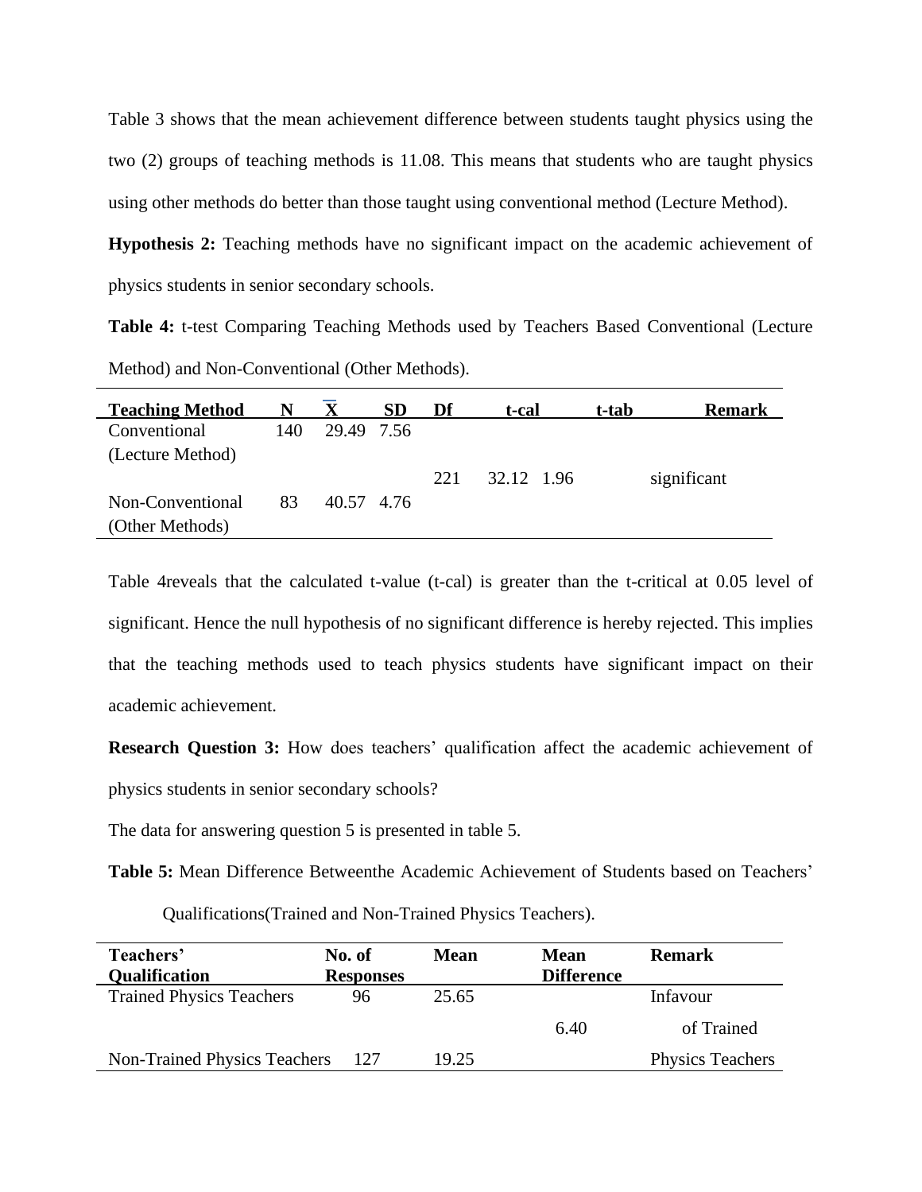Table 3 shows that the mean achievement difference between students taught physics using the two (2) groups of teaching methods is 11.08. This means that students who are taught physics using other methods do better than those taught using conventional method (Lecture Method).

**Hypothesis 2:** Teaching methods have no significant impact on the academic achievement of physics students in senior secondary schools.

**Table 4:** t-test Comparing Teaching Methods used by Teachers Based Conventional (Lecture Method) and Non-Conventional (Other Methods).

| Teaching Method | N | $\bar{X}$ | SD | Df | t-cal | t-tab | Remark |
|---|---|---|---|---|---|---|---|
| Conventional (Lecture Method) | 140 | 29.49 | 7.56 | 221 | 32.12 | 1.96 | significant |
| Non-Conventional (Other Methods) | 83 | 40.57 | 4.76 | | | | |

Table 4reveals that the calculated t-value (t-cal) is greater than the t-critical at 0.05 level of significant. Hence the null hypothesis of no significant difference is hereby rejected. This implies that the teaching methods used to teach physics students have significant impact on their academic achievement.

**Research Question 3:** How does teachers' qualification affect the academic achievement of physics students in senior secondary schools?

The data for answering question 5 is presented in table 5.

**Table 5:** Mean Difference Betweenthe Academic Achievement of Students based on Teachers' Qualifications(Trained and Non-Trained Physics Teachers).

| Teachers' Qualification | No. of Responses | Mean | Mean Difference | Remark |
|---|---|---|---|---|
| Trained Physics Teachers | 96 | 25.65 | 6.40 | Infavour of Trained Physics Teachers |
| Non-Trained Physics Teachers | 127 | 19.25 | | |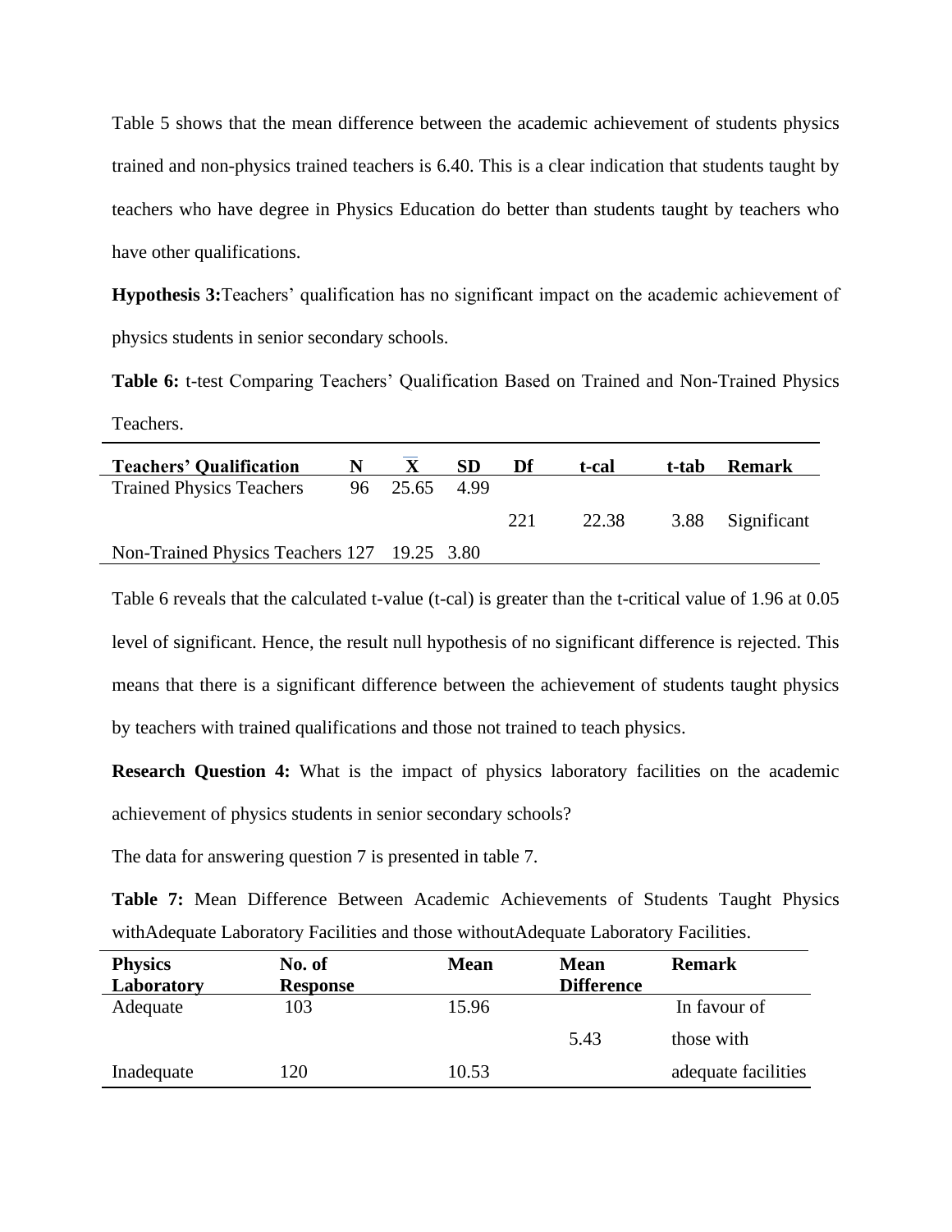Table 5 shows that the mean difference between the academic achievement of students physics trained and non-physics trained teachers is 6.40. This is a clear indication that students taught by teachers who have degree in Physics Education do better than students taught by teachers who have other qualifications.

**Hypothesis 3:**Teachers' qualification has no significant impact on the academic achievement of physics students in senior secondary schools.

**Table 6:** t-test Comparing Teachers' Qualification Based on Trained and Non-Trained Physics Teachers.

| Teachers' Qualification | N | $\bar{X}$ | SD | Df | t-cal | t-tab | Remark |
|---|---|---|---|---|---|---|---|
| Trained Physics Teachers | 96 | 25.65 | 4.99 | 221 | 22.38 | 3.88 | Significant |
| Non-Trained Physics Teachers | 127 | 19.25 | 3.80 | | | | |

Table 6 reveals that the calculated t-value (t-cal) is greater than the t-critical value of 1.96 at 0.05 level of significant. Hence, the result null hypothesis of no significant difference is rejected. This means that there is a significant difference between the achievement of students taught physics by teachers with trained qualifications and those not trained to teach physics.

**Research Question 4:** What is the impact of physics laboratory facilities on the academic achievement of physics students in senior secondary schools?

The data for answering question 7 is presented in table 7.

**Table 7:** Mean Difference Between Academic Achievements of Students Taught Physics withAdequate Laboratory Facilities and those withoutAdequate Laboratory Facilities.

| Physics Laboratory | No. of Response | Mean | Mean Difference | Remark |
|---|---|---|---|---|
| Adequate | 103 | 15.96 | 5.43 | In favour of those with adequate facilities |
| Inadequate | 120 | 10.53 | | |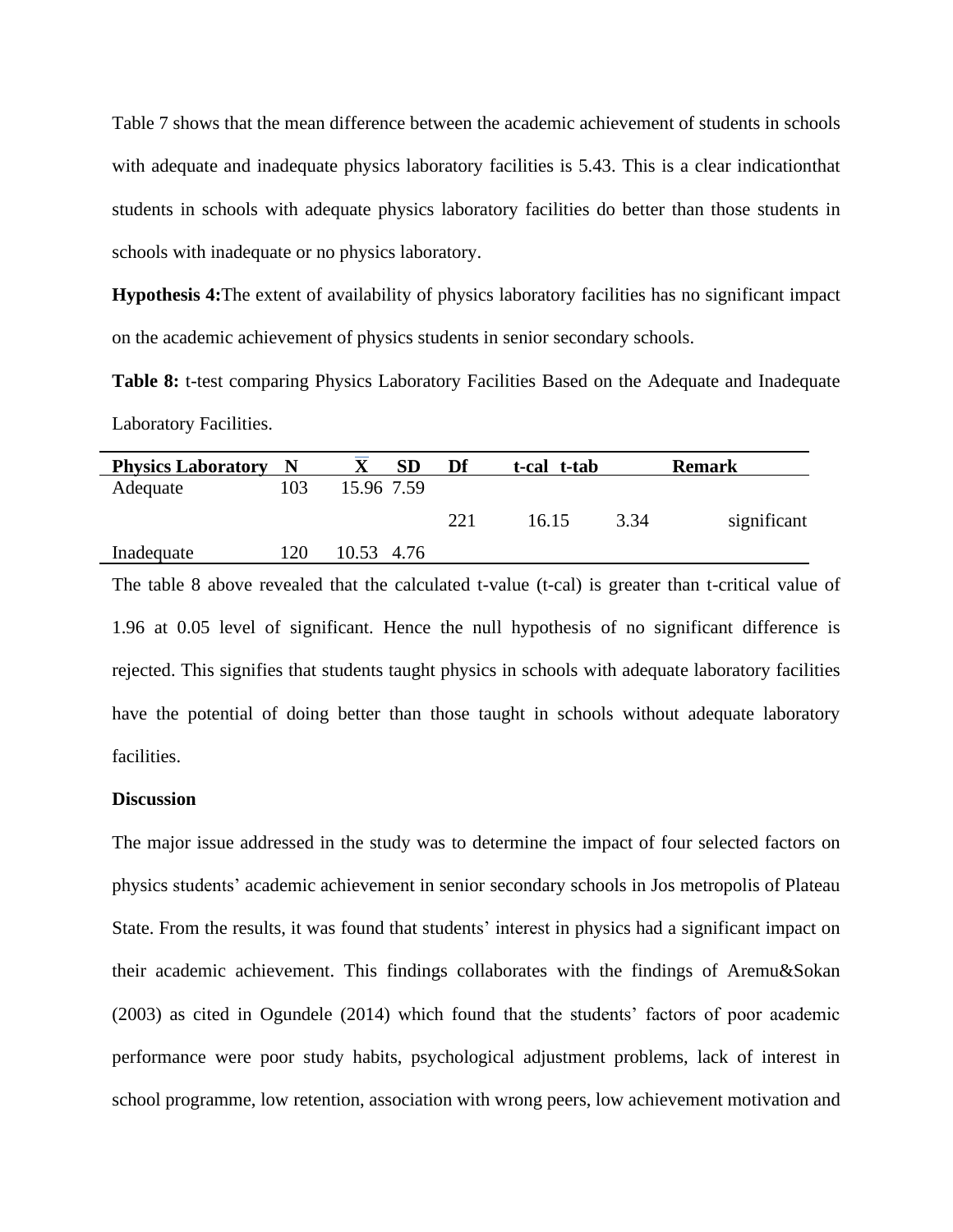Table 7 shows that the mean difference between the academic achievement of students in schools with adequate and inadequate physics laboratory facilities is 5.43. This is a clear indicationthat students in schools with adequate physics laboratory facilities do better than those students in schools with inadequate or no physics laboratory.

**Hypothesis 4:**The extent of availability of physics laboratory facilities has no significant impact on the academic achievement of physics students in senior secondary schools.

**Table 8:** t-test comparing Physics Laboratory Facilities Based on the Adequate and Inadequate Laboratory Facilities.

| Physics Laboratory | N | $\bar{X}$ | SD | Df | t-cal | t-tab | Remark |
|---|---|---|---|---|---|---|---|
| Adequate | 103 | 15.96 | 7.59 | | | | |
| | | | | 221 | 16.15 | 3.34 | significant |
| Inadequate | 120 | 10.53 | 4.76 | | | | |

The table 8 above revealed that the calculated t-value (t-cal) is greater than t-critical value of 1.96 at 0.05 level of significant. Hence the null hypothesis of no significant difference is rejected. This signifies that students taught physics in schools with adequate laboratory facilities have the potential of doing better than those taught in schools without adequate laboratory facilities.

**Discussion**

The major issue addressed in the study was to determine the impact of four selected factors on physics students' academic achievement in senior secondary schools in Jos metropolis of Plateau State. From the results, it was found that students' interest in physics had a significant impact on their academic achievement. This findings collaborates with the findings of Aremu&Sokan (2003) as cited in Ogundele (2014) which found that the students' factors of poor academic performance were poor study habits, psychological adjustment problems, lack of interest in school programme, low retention, association with wrong peers, low achievement motivation and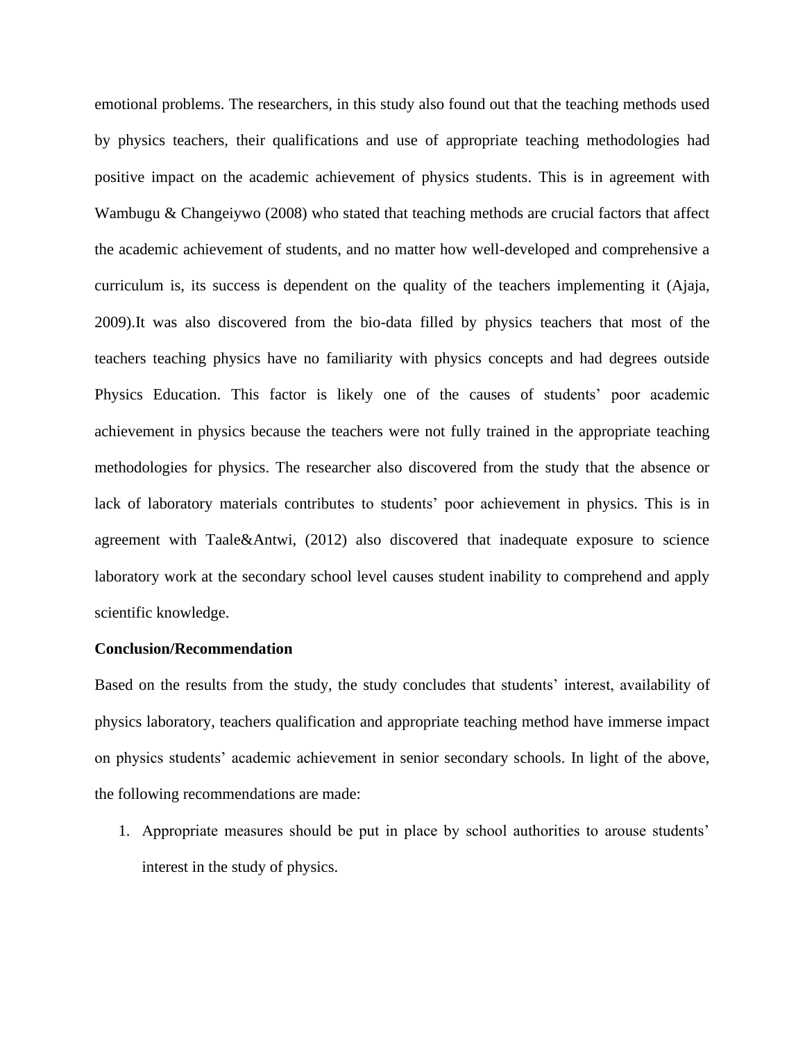emotional problems. The researchers, in this study also found out that the teaching methods used by physics teachers, their qualifications and use of appropriate teaching methodologies had positive impact on the academic achievement of physics students. This is in agreement with Wambugu & Changeiywo (2008) who stated that teaching methods are crucial factors that affect the academic achievement of students, and no matter how well-developed and comprehensive a curriculum is, its success is dependent on the quality of the teachers implementing it (Ajaja, 2009).It was also discovered from the bio-data filled by physics teachers that most of the teachers teaching physics have no familiarity with physics concepts and had degrees outside Physics Education. This factor is likely one of the causes of students' poor academic achievement in physics because the teachers were not fully trained in the appropriate teaching methodologies for physics. The researcher also discovered from the study that the absence or lack of laboratory materials contributes to students' poor achievement in physics. This is in agreement with Taale&Antwi, (2012) also discovered that inadequate exposure to science laboratory work at the secondary school level causes student inability to comprehend and apply scientific knowledge.

**Conclusion/Recommendation**

Based on the results from the study, the study concludes that students' interest, availability of physics laboratory, teachers qualification and appropriate teaching method have immerse impact on physics students' academic achievement in senior secondary schools. In light of the above, the following recommendations are made:

1. Appropriate measures should be put in place by school authorities to arouse students' interest in the study of physics.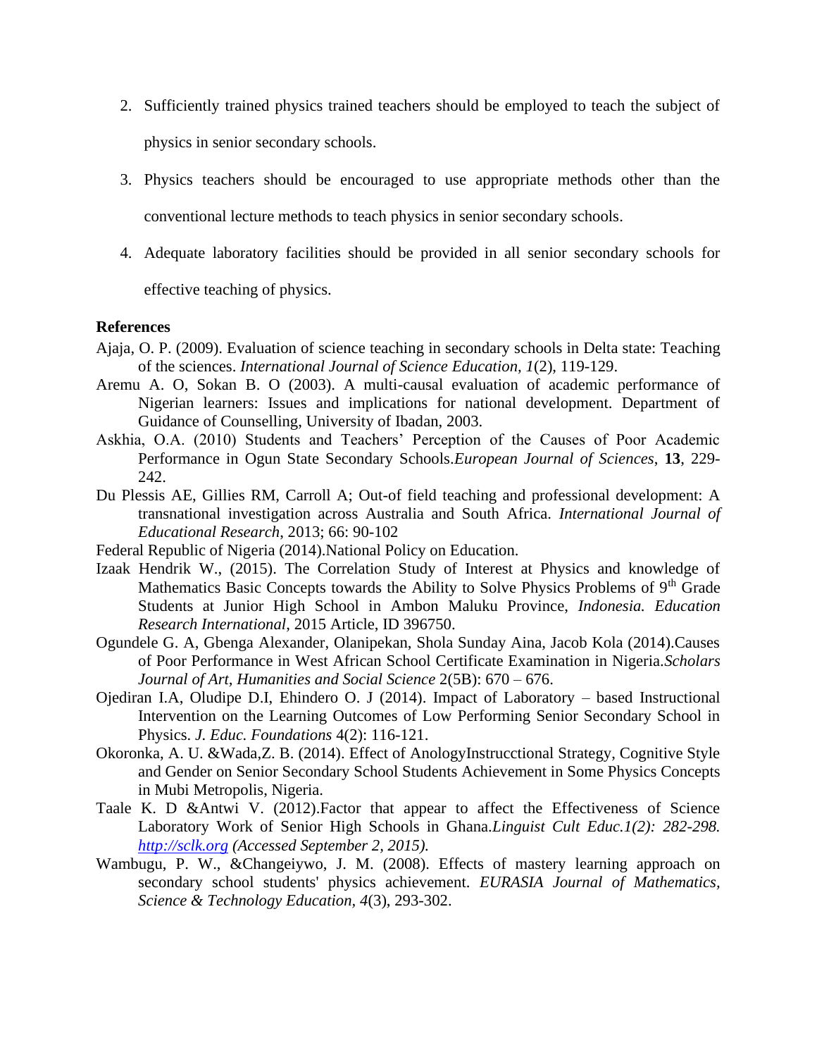2. Sufficiently trained physics trained teachers should be employed to teach the subject of physics in senior secondary schools.
3. Physics teachers should be encouraged to use appropriate methods other than the conventional lecture methods to teach physics in senior secondary schools.
4. Adequate laboratory facilities should be provided in all senior secondary schools for effective teaching of physics.

**References**

Ajaja, O. P. (2009). Evaluation of science teaching in secondary schools in Delta state: Teaching of the sciences. *International Journal of Science Education, 1*(2), 119-129.

Aremu A. O, Sokan B. O (2003). A multi-causal evaluation of academic performance of Nigerian learners: Issues and implications for national development. Department of Guidance of Counselling, University of Ibadan, 2003.

Askhia, O.A. (2010) Students and Teachers' Perception of the Causes of Poor Academic Performance in Ogun State Secondary Schools.*European Journal of Sciences*, **13**, 229-242.

Du Plessis AE, Gillies RM, Carroll A; Out-of field teaching and professional development: A transnational investigation across Australia and South Africa. *International Journal of Educational Research*, 2013; 66: 90-102

Federal Republic of Nigeria (2014).National Policy on Education.

Izaak Hendrik W., (2015). The Correlation Study of Interest at Physics and knowledge of Mathematics Basic Concepts towards the Ability to Solve Physics Problems of 9th Grade Students at Junior High School in Ambon Maluku Province, *Indonesia. Education Research International*, 2015 Article, ID 396750.

Ogundele G. A, Gbenga Alexander, Olanipekan, Shola Sunday Aina, Jacob Kola (2014).Causes of Poor Performance in West African School Certificate Examination in Nigeria.*Scholars Journal of Art, Humanities and Social Science* 2(5B): 670 – 676.

Ojediran I.A, Oludipe D.I, Ehindero O. J (2014). Impact of Laboratory – based Instructional Intervention on the Learning Outcomes of Low Performing Senior Secondary School in Physics. *J. Educ. Foundations* 4(2): 116-121.

Okoronka, A. U. &Wada,Z. B. (2014). Effect of AnologyInstrucctional Strategy, Cognitive Style and Gender on Senior Secondary School Students Achievement in Some Physics Concepts in Mubi Metropolis, Nigeria.

Taale K. D &Antwi V. (2012).Factor that appear to affect the Effectiveness of Science Laboratory Work of Senior High Schools in Ghana.*Linguist Cult Educ.1(2): 282-298. http://sclk.org (Accessed September 2, 2015).*

Wambugu, P. W., &Changeiywo, J. M. (2008). Effects of mastery learning approach on secondary school students' physics achievement. *EURASIA Journal of Mathematics, Science & Technology Education, 4*(3), 293-302.